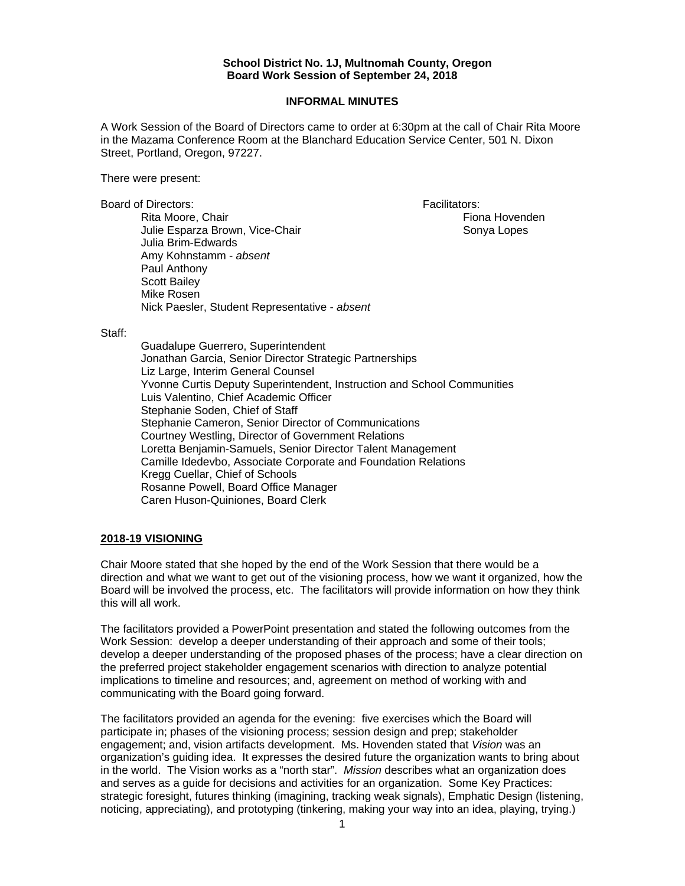**School District No. 1J, Multnomah County, Oregon**
**Board Work Session of September 24, 2018**

**INFORMAL MINUTES**

A Work Session of the Board of Directors came to order at 6:30pm at the call of Chair Rita Moore in the Mazama Conference Room at the Blanchard Education Service Center, 501 N. Dixon Street, Portland, Oregon, 97227.

There were present:

Board of Directors:

- Rita Moore, Chair
- Julie Esparza Brown, Vice-Chair
- Julia Brim-Edwards
- Amy Kohnstamm - *absent*
- Paul Anthony
- Scott Bailey
- Mike Rosen
- Nick Paesler, Student Representative - *absent*

Facilitators:

- Fiona Hovenden
- Sonya Lopes

Staff:

- Guadalupe Guerrero, Superintendent
- Jonathan Garcia, Senior Director Strategic Partnerships
- Liz Large, Interim General Counsel
- Yvonne Curtis Deputy Superintendent, Instruction and School Communities
- Luis Valentino, Chief Academic Officer
- Stephanie Soden, Chief of Staff
- Stephanie Cameron, Senior Director of Communications
- Courtney Westling, Director of Government Relations
- Loretta Benjamin-Samuels, Senior Director Talent Management
- Camille Idedevbo, Associate Corporate and Foundation Relations
- Kregg Cuellar, Chief of Schools
- Rosanne Powell, Board Office Manager
- Caren Huson-Quiniones, Board Clerk

**2018-19 VISIONING**

Chair Moore stated that she hoped by the end of the Work Session that there would be a direction and what we want to get out of the visioning process, how we want it organized, how the Board will be involved the process, etc. The facilitators will provide information on how they think this will all work.

The facilitators provided a PowerPoint presentation and stated the following outcomes from the Work Session: develop a deeper understanding of their approach and some of their tools; develop a deeper understanding of the proposed phases of the process; have a clear direction on the preferred project stakeholder engagement scenarios with direction to analyze potential implications to timeline and resources; and, agreement on method of working with and communicating with the Board going forward.

The facilitators provided an agenda for the evening: five exercises which the Board will participate in; phases of the visioning process; session design and prep; stakeholder engagement; and, vision artifacts development. Ms. Hovenden stated that *Vision* was an organization's guiding idea. It expresses the desired future the organization wants to bring about in the world. The Vision works as a "north star". *Mission* describes what an organization does and serves as a guide for decisions and activities for an organization. Some Key Practices: strategic foresight, futures thinking (imagining, tracking weak signals), Emphatic Design (listening, noticing, appreciating), and prototyping (tinkering, making your way into an idea, playing, trying.)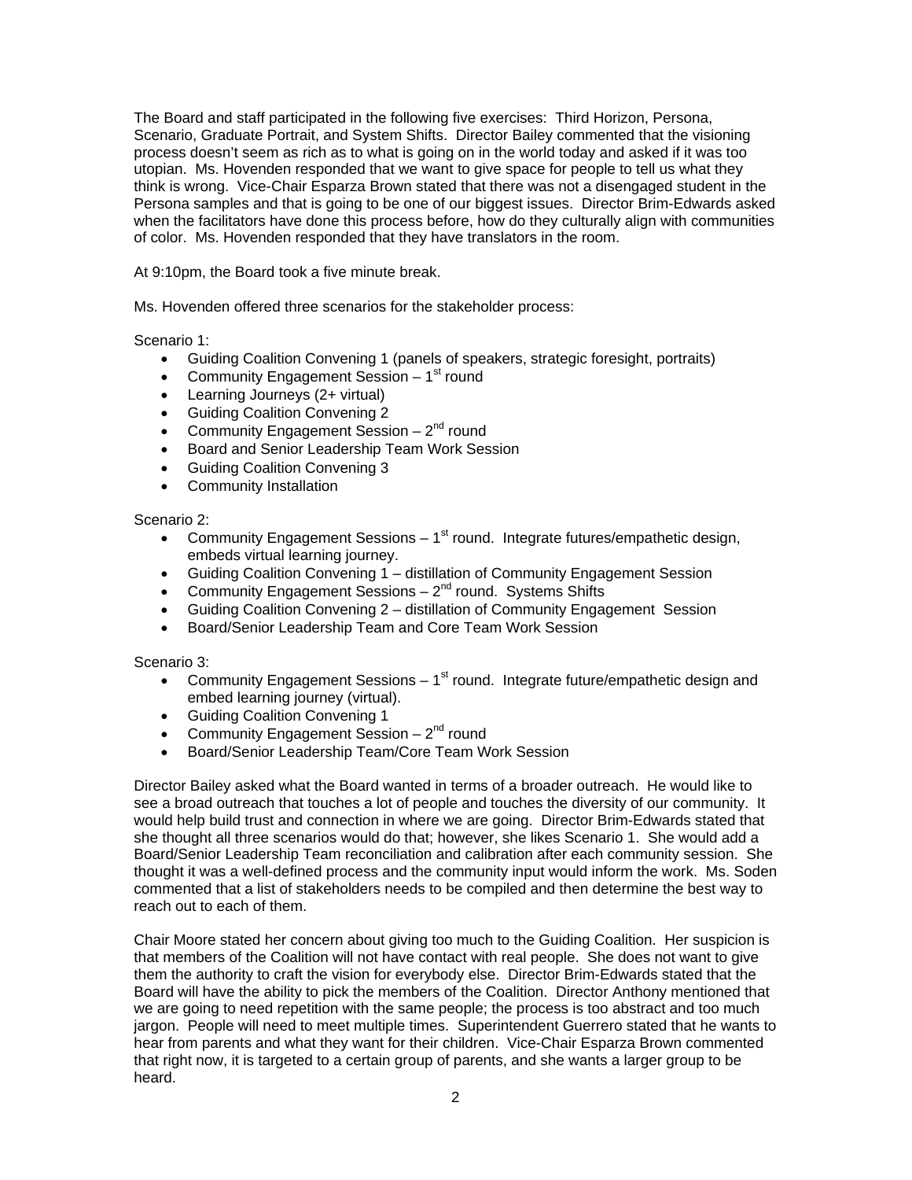The Board and staff participated in the following five exercises: Third Horizon, Persona, Scenario, Graduate Portrait, and System Shifts. Director Bailey commented that the visioning process doesn't seem as rich as to what is going on in the world today and asked if it was too utopian. Ms. Hovenden responded that we want to give space for people to tell us what they think is wrong. Vice-Chair Esparza Brown stated that there was not a disengaged student in the Persona samples and that is going to be one of our biggest issues. Director Brim-Edwards asked when the facilitators have done this process before, how do they culturally align with communities of color. Ms. Hovenden responded that they have translators in the room.

At 9:10pm, the Board took a five minute break.

Ms. Hovenden offered three scenarios for the stakeholder process:

Scenario 1:

- Guiding Coalition Convening 1 (panels of speakers, strategic foresight, portraits)
- Community Engagement Session – 1st round
- Learning Journeys (2+ virtual)
- Guiding Coalition Convening 2
- Community Engagement Session – 2nd round
- Board and Senior Leadership Team Work Session
- Guiding Coalition Convening 3
- Community Installation

Scenario 2:

- Community Engagement Sessions – 1st round. Integrate futures/empathetic design, embeds virtual learning journey.
- Guiding Coalition Convening 1 – distillation of Community Engagement Session
- Community Engagement Sessions – 2nd round. Systems Shifts
- Guiding Coalition Convening 2 – distillation of Community Engagement Session
- Board/Senior Leadership Team and Core Team Work Session

Scenario 3:

- Community Engagement Sessions – 1st round. Integrate future/empathetic design and embed learning journey (virtual).
- Guiding Coalition Convening 1
- Community Engagement Session – 2nd round
- Board/Senior Leadership Team/Core Team Work Session

Director Bailey asked what the Board wanted in terms of a broader outreach. He would like to see a broad outreach that touches a lot of people and touches the diversity of our community. It would help build trust and connection in where we are going. Director Brim-Edwards stated that she thought all three scenarios would do that; however, she likes Scenario 1. She would add a Board/Senior Leadership Team reconciliation and calibration after each community session. She thought it was a well-defined process and the community input would inform the work. Ms. Soden commented that a list of stakeholders needs to be compiled and then determine the best way to reach out to each of them.

Chair Moore stated her concern about giving too much to the Guiding Coalition. Her suspicion is that members of the Coalition will not have contact with real people. She does not want to give them the authority to craft the vision for everybody else. Director Brim-Edwards stated that the Board will have the ability to pick the members of the Coalition. Director Anthony mentioned that we are going to need repetition with the same people; the process is too abstract and too much jargon. People will need to meet multiple times. Superintendent Guerrero stated that he wants to hear from parents and what they want for their children. Vice-Chair Esparza Brown commented that right now, it is targeted to a certain group of parents, and she wants a larger group to be heard.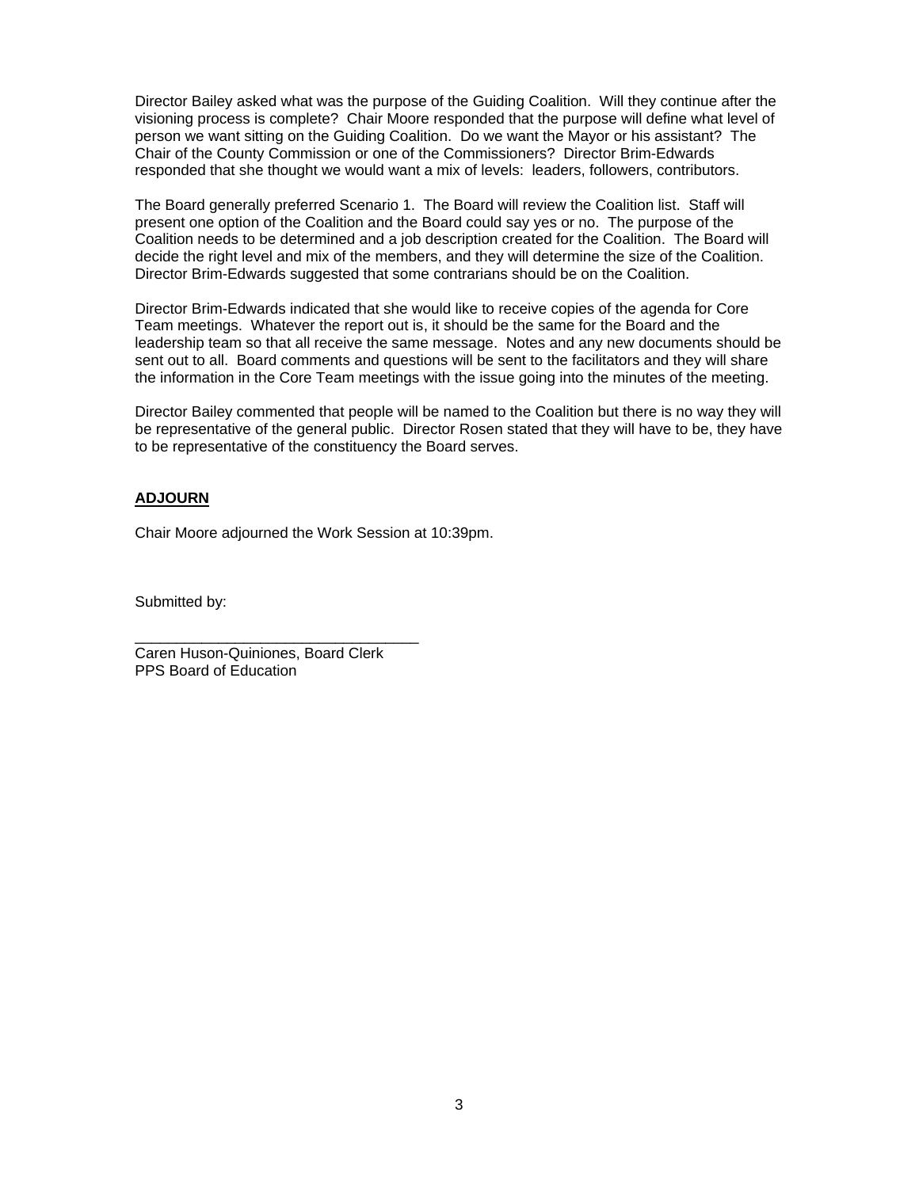Director Bailey asked what was the purpose of the Guiding Coalition. Will they continue after the visioning process is complete? Chair Moore responded that the purpose will define what level of person we want sitting on the Guiding Coalition. Do we want the Mayor or his assistant? The Chair of the County Commission or one of the Commissioners? Director Brim-Edwards responded that she thought we would want a mix of levels: leaders, followers, contributors.

The Board generally preferred Scenario 1. The Board will review the Coalition list. Staff will present one option of the Coalition and the Board could say yes or no. The purpose of the Coalition needs to be determined and a job description created for the Coalition. The Board will decide the right level and mix of the members, and they will determine the size of the Coalition. Director Brim-Edwards suggested that some contrarians should be on the Coalition.

Director Brim-Edwards indicated that she would like to receive copies of the agenda for Core Team meetings. Whatever the report out is, it should be the same for the Board and the leadership team so that all receive the same message. Notes and any new documents should be sent out to all. Board comments and questions will be sent to the facilitators and they will share the information in the Core Team meetings with the issue going into the minutes of the meeting.

Director Bailey commented that people will be named to the Coalition but there is no way they will be representative of the general public. Director Rosen stated that they will have to be, they have to be representative of the constituency the Board serves.

## ADJOURN

Chair Moore adjourned the Work Session at 10:39pm.

Submitted by:

\_\_\_\_\_\_\_\_\_\_\_\_\_\_\_\_\_\_\_\_\_\_\_\_\_\_\_\_\_\_\_\_\_\_
Caren Huson-Quiniones, Board Clerk
PPS Board of Education